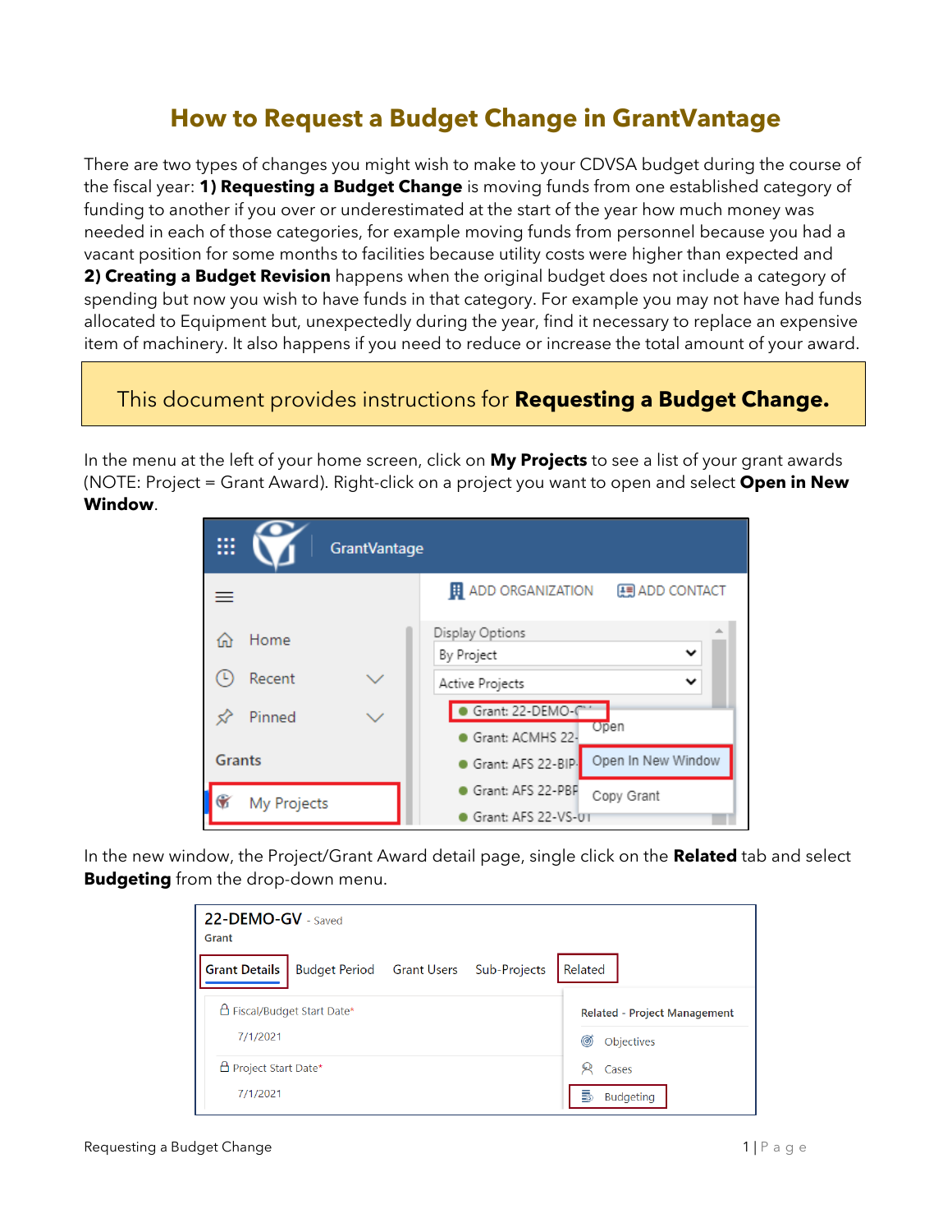# How to Request a Budget Change in GrantVantage

There are two types of changes you might wish to make to your CDVSA budget during the course of the fiscal year: **1) Requesting a Budget Change** is moving funds from one established category of funding to another if you over or underestimated at the start of the year how much money was needed in each of those categories, for example moving funds from personnel because you had a vacant position for some months to facilities because utility costs were higher than expected and **2) Creating a Budget Revision** happens when the original budget does not include a category of spending but now you wish to have funds in that category. For example you may not have had funds allocated to Equipment but, unexpectedly during the year, find it necessary to replace an expensive item of machinery. It also happens if you need to reduce or increase the total amount of your award.

This document provides instructions for **Requesting a Budget Change.**

In the menu at the left of your home screen, click on **My Projects** to see a list of your grant awards (NOTE: Project = Grant Award). Right-click on a project you want to open and select **Open in New Window**.

In the new window, the Project/Grant Award detail page, single click on the **Related** tab and select **Budgeting** from the drop-down menu.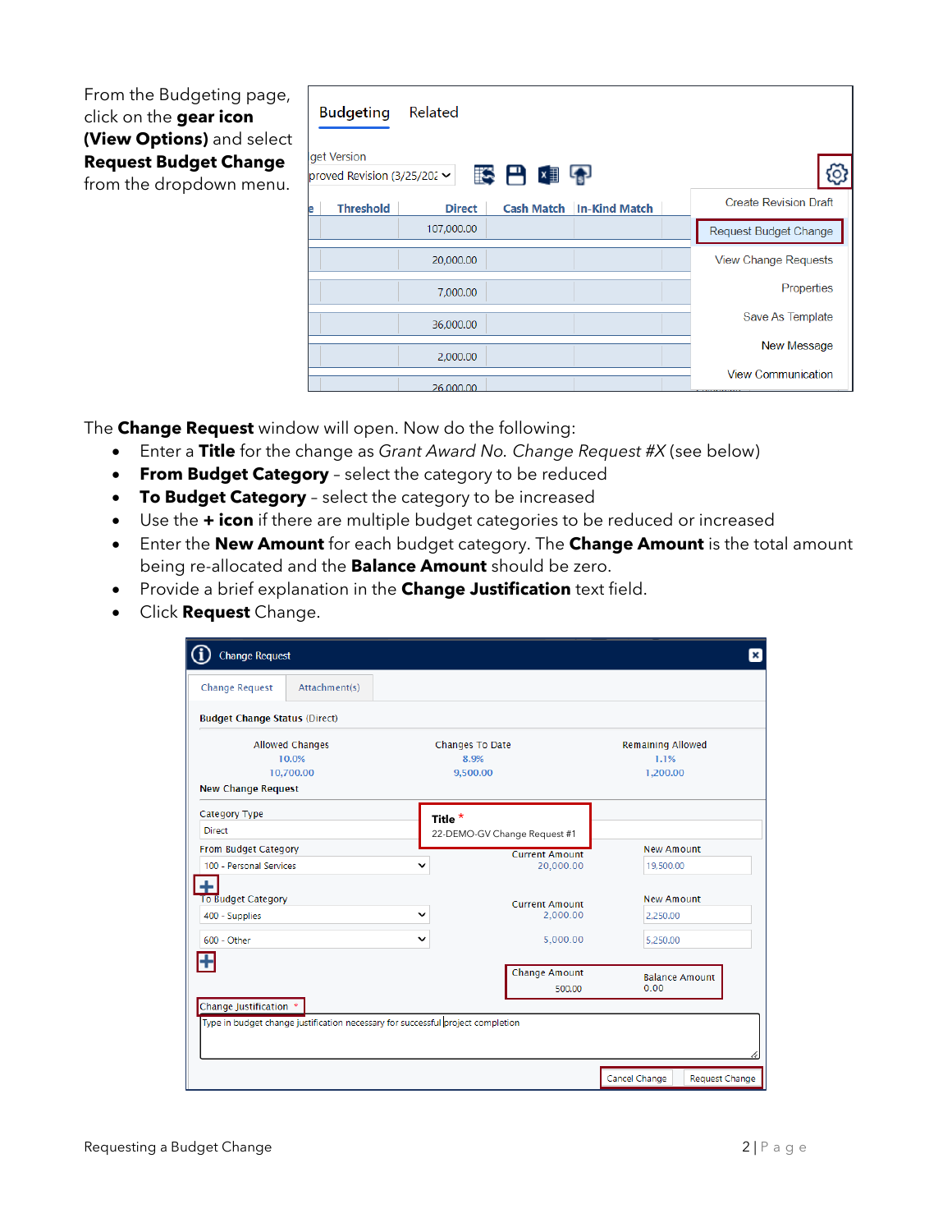From the Budgeting page, click on the **gear icon (View Options)** and select **Request Budget Change** from the dropdown menu.

The **Change Request** window will open. Now do the following:

- Enter a **Title** for the change as *Grant Award No. Change Request #X* (see below)
- **From Budget Category** – select the category to be reduced
- **To Budget Category** – select the category to be increased
- Use the **+ icon** if there are multiple budget categories to be reduced or increased
- Enter the **New Amount** for each budget category. The **Change Amount** is the total amount being re-allocated and the **Balance Amount** should be zero.
- Provide a brief explanation in the **Change Justification** text field.
- Click **Request** Change.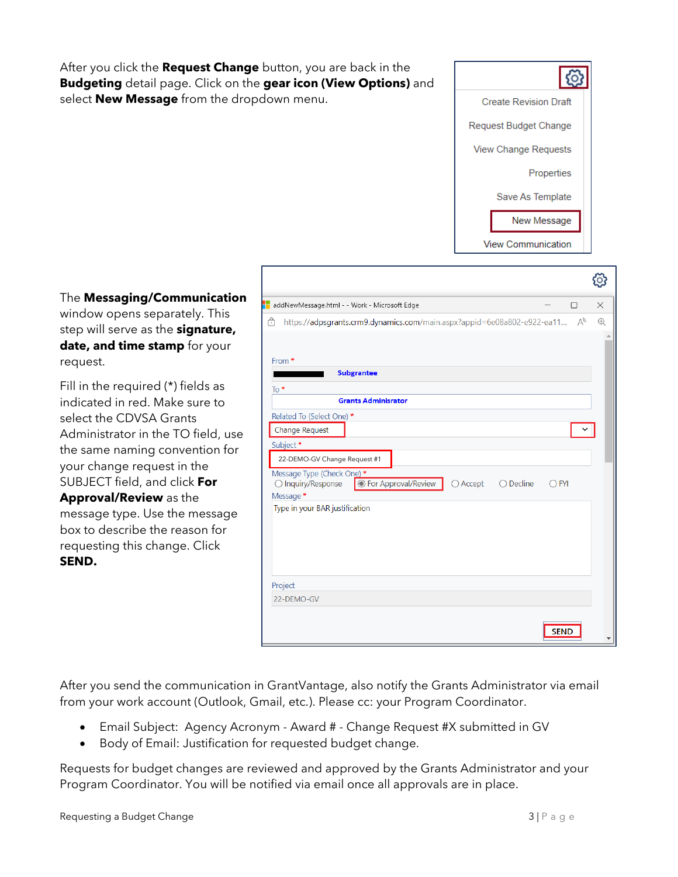After you click the **Request Change** button, you are back in the **Budgeting** detail page. Click on the **gear icon (View Options)** and select **New Message** from the dropdown menu.

The **Messaging/Communication** window opens separately. This step will serve as the **signature, date, and time stamp** for your request.

Fill in the required (*) fields as indicated in red. Make sure to select the CDVSA Grants Administrator in the TO field, use the same naming convention for your change request in the SUBJECT field, and click **For Approval/Review** as the message type. Use the message box to describe the reason for requesting this change. Click **SEND.**

After you send the communication in GrantVantage, also notify the Grants Administrator via email from your work account (Outlook, Gmail, etc.). Please cc: your Program Coordinator.

- Email Subject: Agency Acronym - Award # - Change Request #X submitted in GV
- Body of Email: Justification for requested budget change.

Requests for budget changes are reviewed and approved by the Grants Administrator and your Program Coordinator. You will be notified via email once all approvals are in place.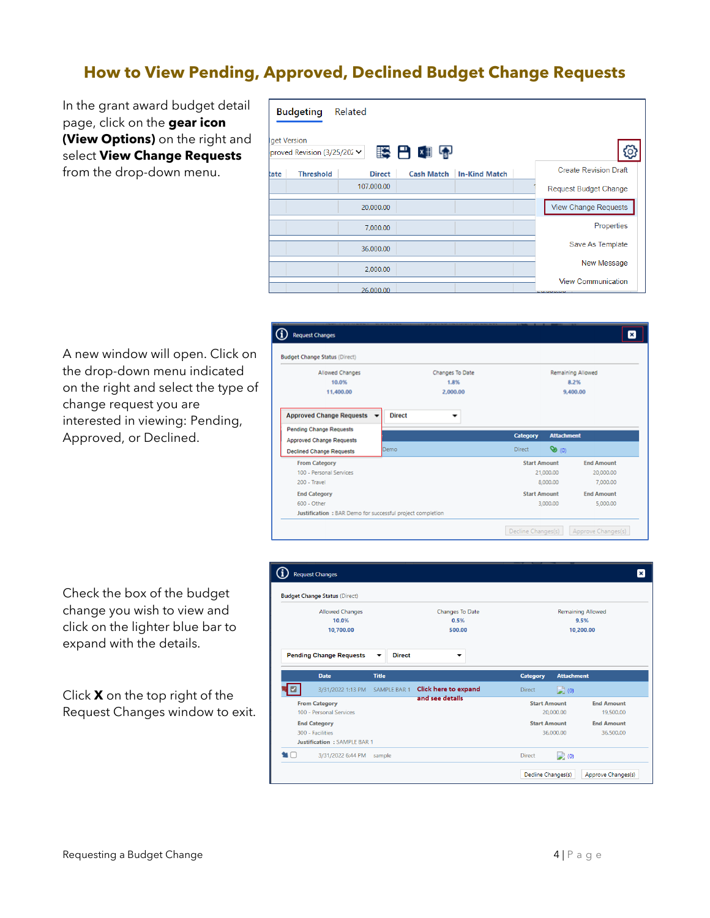# How to View Pending, Approved, Declined Budget Change Requests

In the grant award budget detail page, click on the **gear icon (View Options)** on the right and select **View Change Requests** from the drop-down menu.

A new window will open. Click on the drop-down menu indicated on the right and select the type of change request you are interested in viewing: Pending, Approved, or Declined.

Check the box of the budget change you wish to view and click on the lighter blue bar to expand with the details.

Click **X** on the top right of the Request Changes window to exit.